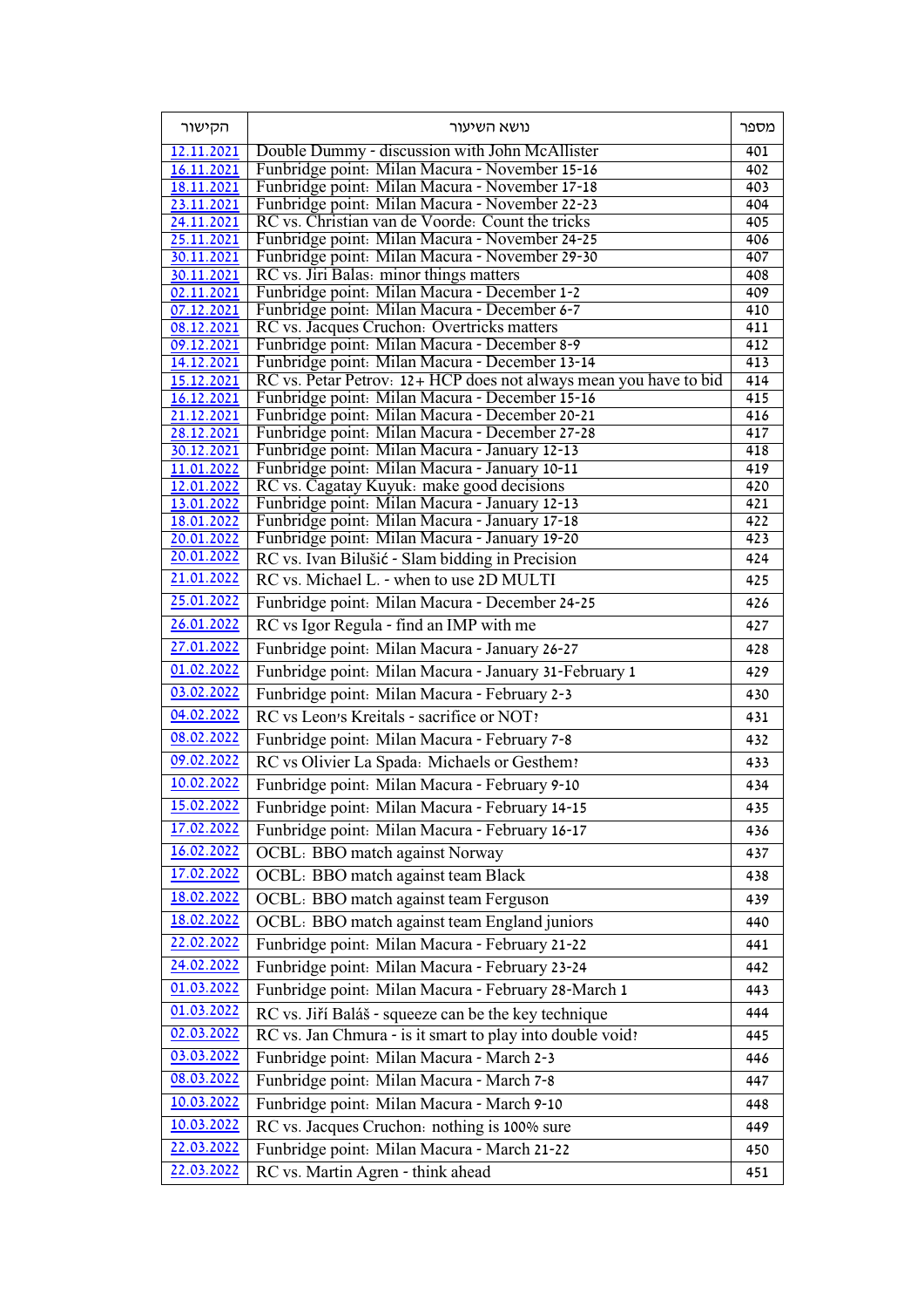| הקישור | נושא השיעור | מספר |
|---|---|---|
| 12.11.2021 | Double Dummy - discussion with John McAllister | 401 |
| 16.11.2021 | Funbridge point: Milan Macura - November 15-16 | 402 |
| 18.11.2021 | Funbridge point: Milan Macura - November 17-18 | 403 |
| 23.11.2021 | Funbridge point: Milan Macura - November 22-23 | 404 |
| 24.11.2021 | RC vs. Christian van de Voorde: Count the tricks | 405 |
| 25.11.2021 | Funbridge point: Milan Macura - November 24-25 | 406 |
| 30.11.2021 | Funbridge point: Milan Macura - November 29-30 | 407 |
| 30.11.2021 | RC vs. Jiri Balas: minor things matters | 408 |
| 02.11.2021 | Funbridge point: Milan Macura - December 1-2 | 409 |
| 07.12.2021 | Funbridge point: Milan Macura - December 6-7 | 410 |
| 08.12.2021 | RC vs. Jacques Cruchon: Overtricks matters | 411 |
| 09.12.2021 | Funbridge point: Milan Macura - December 8-9 | 412 |
| 14.12.2021 | Funbridge point: Milan Macura - December 13-14 | 413 |
| 15.12.2021 | RC vs. Petar Petrov: 12+ HCP does not always mean you have to bid | 414 |
| 16.12.2021 | Funbridge point: Milan Macura - December 15-16 | 415 |
| 21.12.2021 | Funbridge point: Milan Macura - December 20-21 | 416 |
| 28.12.2021 | Funbridge point: Milan Macura - December 27-28 | 417 |
| 30.12.2021 | Funbridge point: Milan Macura - January 12-13 | 418 |
| 11.01.2022 | Funbridge point: Milan Macura - January 10-11 | 419 |
| 12.01.2022 | RC vs. Cagatay Kuyuk: make good decisions | 420 |
| 13.01.2022 | Funbridge point: Milan Macura - January 12-13 | 421 |
| 18.01.2022 | Funbridge point: Milan Macura - January 17-18 | 422 |
| 20.01.2022 | Funbridge point: Milan Macura - January 19-20 | 423 |
| 20.01.2022 | RC vs. Ivan Bilušić - Slam bidding in Precision | 424 |
| 21.01.2022 | RC vs. Michael L. - when to use 2D MULTI | 425 |
| 25.01.2022 | Funbridge point: Milan Macura - December 24-25 | 426 |
| 26.01.2022 | RC vs Igor Regula - find an IMP with me | 427 |
| 27.01.2022 | Funbridge point: Milan Macura - January 26-27 | 428 |
| 01.02.2022 | Funbridge point: Milan Macura - January 31-February 1 | 429 |
| 03.02.2022 | Funbridge point: Milan Macura - February 2-3 | 430 |
| 04.02.2022 | RC vs Leon's Kreitals - sacrifice or NOT? | 431 |
| 08.02.2022 | Funbridge point: Milan Macura - February 7-8 | 432 |
| 09.02.2022 | RC vs Olivier La Spada: Michaels or Gesthem? | 433 |
| 10.02.2022 | Funbridge point: Milan Macura - February 9-10 | 434 |
| 15.02.2022 | Funbridge point: Milan Macura - February 14-15 | 435 |
| 17.02.2022 | Funbridge point: Milan Macura - February 16-17 | 436 |
| 16.02.2022 | OCBL: BBO match against Norway | 437 |
| 17.02.2022 | OCBL: BBO match against team Black | 438 |
| 18.02.2022 | OCBL: BBO match against team Ferguson | 439 |
| 18.02.2022 | OCBL: BBO match against team England juniors | 440 |
| 22.02.2022 | Funbridge point: Milan Macura - February 21-22 | 441 |
| 24.02.2022 | Funbridge point: Milan Macura - February 23-24 | 442 |
| 01.03.2022 | Funbridge point: Milan Macura - February 28-March 1 | 443 |
| 01.03.2022 | RC vs. Jiří Baláš - squeeze can be the key technique | 444 |
| 02.03.2022 | RC vs. Jan Chmura - is it smart to play into double void? | 445 |
| 03.03.2022 | Funbridge point: Milan Macura - March 2-3 | 446 |
| 08.03.2022 | Funbridge point: Milan Macura - March 7-8 | 447 |
| 10.03.2022 | Funbridge point: Milan Macura - March 9-10 | 448 |
| 10.03.2022 | RC vs. Jacques Cruchon: nothing is 100% sure | 449 |
| 22.03.2022 | Funbridge point: Milan Macura - March 21-22 | 450 |
| 22.03.2022 | RC vs. Martin Agren - think ahead | 451 |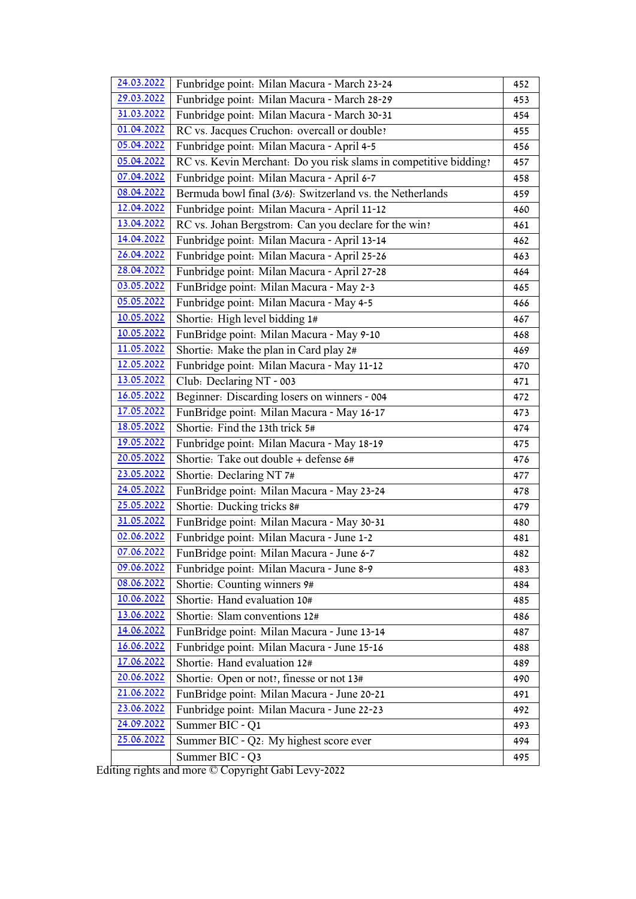| | | |
|---|---|---|
| 24.03.2022 | Funbridge point: Milan Macura - March 23-24 | 452 |
| 29.03.2022 | Funbridge point: Milan Macura - March 28-29 | 453 |
| 31.03.2022 | Funbridge point: Milan Macura - March 30-31 | 454 |
| 01.04.2022 | RC vs. Jacques Cruchon: overcall or double? | 455 |
| 05.04.2022 | Funbridge point: Milan Macura - April 4-5 | 456 |
| 05.04.2022 | RC vs. Kevin Merchant: Do you risk slams in competitive bidding? | 457 |
| 07.04.2022 | Funbridge point: Milan Macura - April 6-7 | 458 |
| 08.04.2022 | Bermuda bowl final (3/6): Switzerland vs. the Netherlands | 459 |
| 12.04.2022 | Funbridge point: Milan Macura - April 11-12 | 460 |
| 13.04.2022 | RC vs. Johan Bergstrom: Can you declare for the win? | 461 |
| 14.04.2022 | Funbridge point: Milan Macura - April 13-14 | 462 |
| 26.04.2022 | Funbridge point: Milan Macura - April 25-26 | 463 |
| 28.04.2022 | Funbridge point: Milan Macura - April 27-28 | 464 |
| 03.05.2022 | FunBridge point: Milan Macura - May 2-3 | 465 |
| 05.05.2022 | Funbridge point: Milan Macura - May 4-5 | 466 |
| 10.05.2022 | Shortie: High level bidding 1# | 467 |
| 10.05.2022 | FunBridge point: Milan Macura - May 9-10 | 468 |
| 11.05.2022 | Shortie: Make the plan in Card play 2# | 469 |
| 12.05.2022 | Funbridge point: Milan Macura - May 11-12 | 470 |
| 13.05.2022 | Club: Declaring NT - 003 | 471 |
| 16.05.2022 | Beginner: Discarding losers on winners - 004 | 472 |
| 17.05.2022 | FunBridge point: Milan Macura - May 16-17 | 473 |
| 18.05.2022 | Shortie: Find the 13th trick 5# | 474 |
| 19.05.2022 | Funbridge point: Milan Macura - May 18-19 | 475 |
| 20.05.2022 | Shortie: Take out double + defense 6# | 476 |
| 23.05.2022 | Shortie: Declaring NT 7# | 477 |
| 24.05.2022 | FunBridge point: Milan Macura - May 23-24 | 478 |
| 25.05.2022 | Shortie: Ducking tricks 8# | 479 |
| 31.05.2022 | FunBridge point: Milan Macura - May 30-31 | 480 |
| 02.06.2022 | Funbridge point: Milan Macura - June 1-2 | 481 |
| 07.06.2022 | FunBridge point: Milan Macura - June 6-7 | 482 |
| 09.06.2022 | Funbridge point: Milan Macura - June 8-9 | 483 |
| 08.06.2022 | Shortie: Counting winners 9# | 484 |
| 10.06.2022 | Shortie: Hand evaluation 10# | 485 |
| 13.06.2022 | Shortie: Slam conventions 12# | 486 |
| 14.06.2022 | FunBridge point: Milan Macura - June 13-14 | 487 |
| 16.06.2022 | Funbridge point: Milan Macura - June 15-16 | 488 |
| 17.06.2022 | Shortie: Hand evaluation 12# | 489 |
| 20.06.2022 | Shortie: Open or not?, finesse or not 13# | 490 |
| 21.06.2022 | FunBridge point: Milan Macura - June 20-21 | 491 |
| 23.06.2022 | Funbridge point: Milan Macura - June 22-23 | 492 |
| 24.09.2022 | Summer BIC - Q1 | 493 |
| 25.06.2022 | Summer BIC - Q2: My highest score ever | 494 |
| | Summer BIC - Q3 | 495 |

Editing rights and more © Copyright Gabi Levy-2022